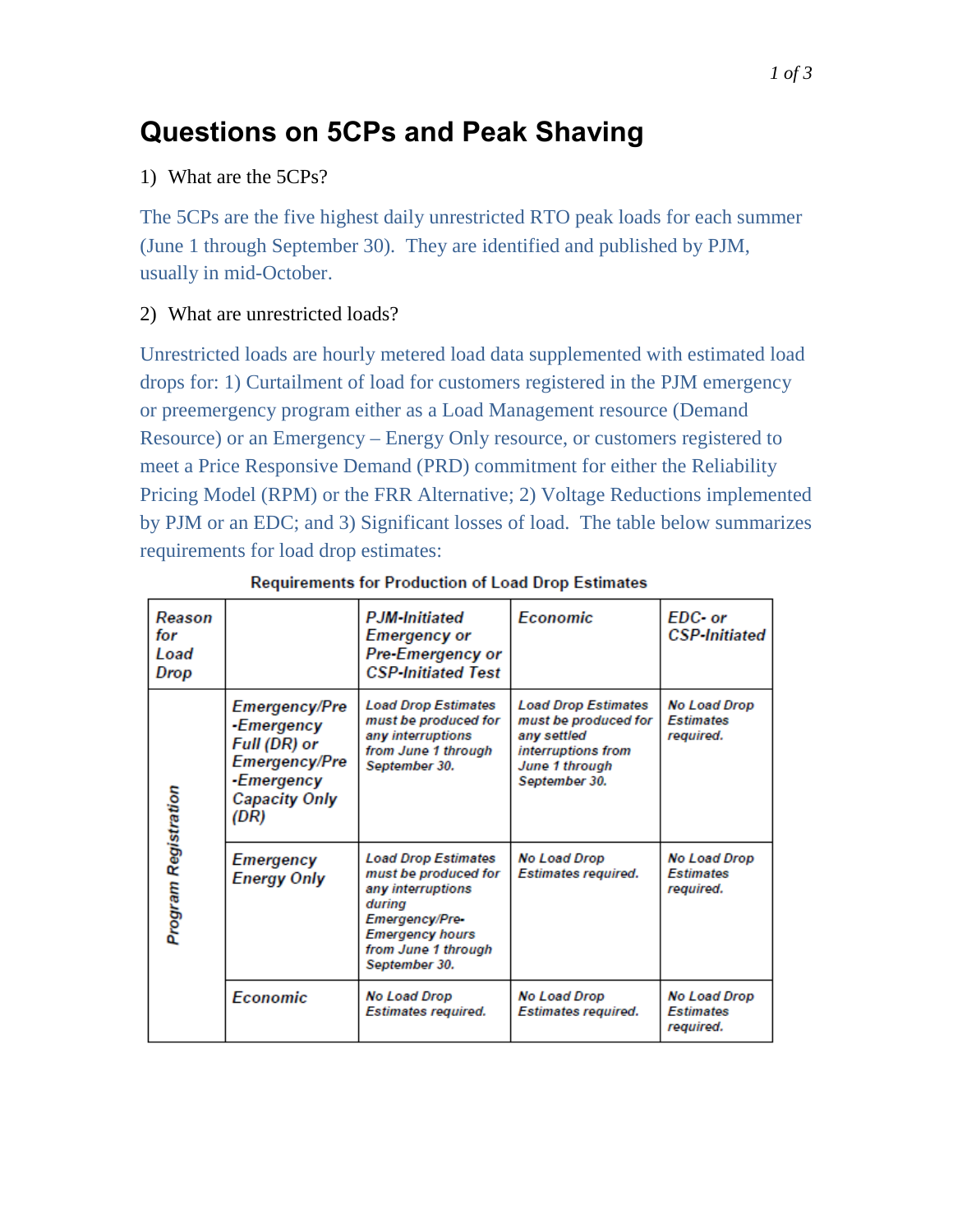# Questions on 5CPs and Peak Shaving

1) What are the 5CPs?

The 5CPs are the five highest daily unrestricted RTO peak loads for each summer (June 1 through September 30). They are identified and published by PJM, usually in mid-October.

2) What are unrestricted loads?

Unrestricted loads are hourly metered load data supplemented with estimated load drops for: 1) Curtailment of load for customers registered in the PJM emergency or preemergency program either as a Load Management resource (Demand Resource) or an Emergency – Energy Only resource, or customers registered to meet a Price Responsive Demand (PRD) commitment for either the Reliability Pricing Model (RPM) or the FRR Alternative; 2) Voltage Reductions implemented by PJM or an EDC; and 3) Significant losses of load. The table below summarizes requirements for load drop estimates:

**Requirements for Production of Load Drop Estimates**

| *Reason for Load Drop* | | *PJM-Initiated Emergency or Pre-Emergency or CSP-Initiated Test* | *Economic* | *EDC- or CSP-Initiated* |
|---|---|---|---|---|
| *Program Registration* | *Emergency/Pre-Emergency Full (DR) or Emergency/Pre-Emergency Capacity Only (DR)* | *Load Drop Estimates must be produced for any interruptions from June 1 through September 30.* | *Load Drop Estimates must be produced for any settled interruptions from June 1 through September 30.* | *No Load Drop Estimates required.* |
| | *Emergency Energy Only* | *Load Drop Estimates must be produced for any interruptions during Emergency/Pre-Emergency hours from June 1 through September 30.* | *No Load Drop Estimates required.* | *No Load Drop Estimates required.* |
| | *Economic* | *No Load Drop Estimates required.* | *No Load Drop Estimates required.* | *No Load Drop Estimates required.* |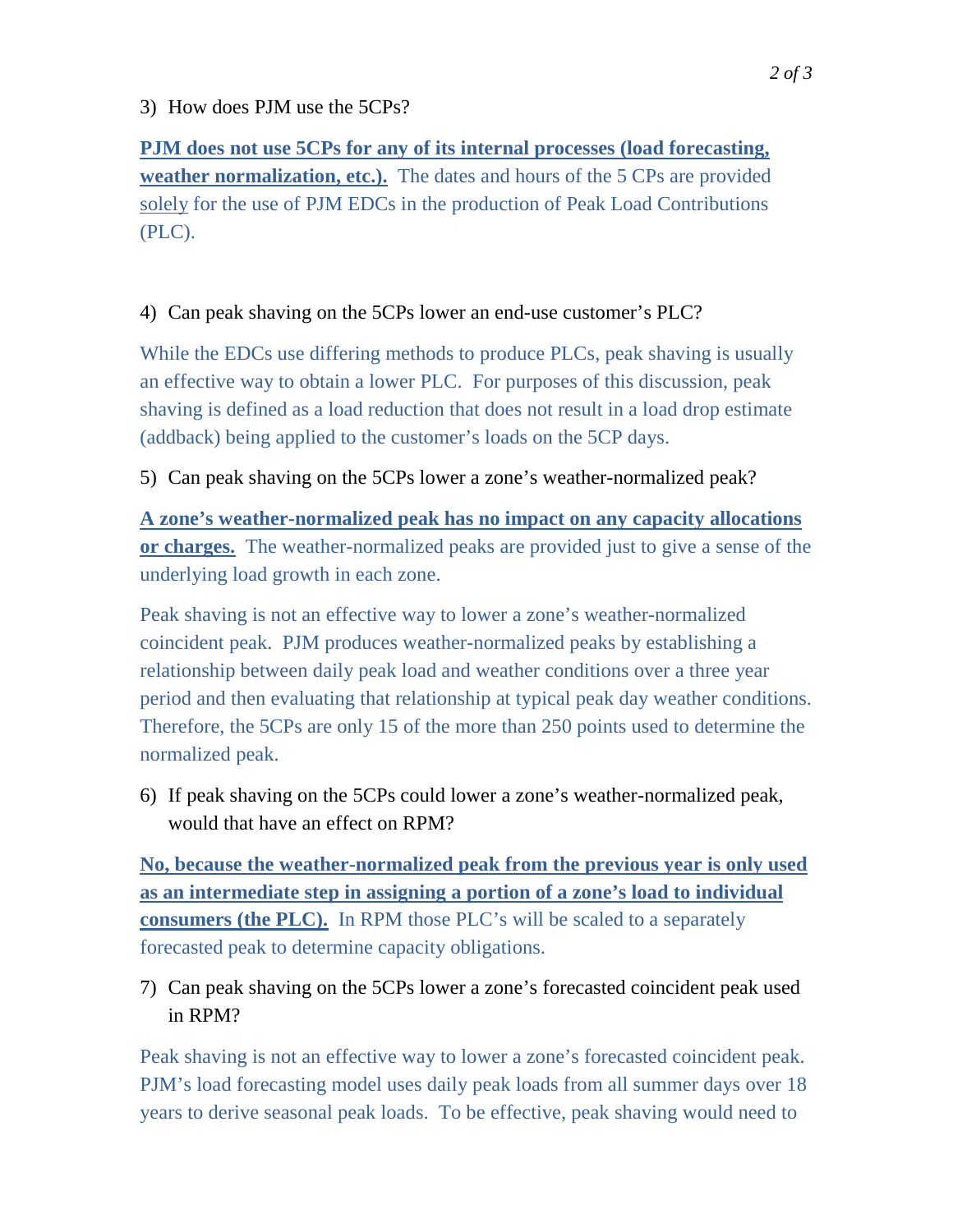3) How does PJM use the 5CPs?

**PJM does not use 5CPs for any of its internal processes (load forecasting, weather normalization, etc.).** The dates and hours of the 5 CPs are provided solely for the use of PJM EDCs in the production of Peak Load Contributions (PLC).

4) Can peak shaving on the 5CPs lower an end-use customer's PLC?

While the EDCs use differing methods to produce PLCs, peak shaving is usually an effective way to obtain a lower PLC. For purposes of this discussion, peak shaving is defined as a load reduction that does not result in a load drop estimate (addback) being applied to the customer's loads on the 5CP days.

5) Can peak shaving on the 5CPs lower a zone's weather-normalized peak?

**A zone's weather-normalized peak has no impact on any capacity allocations or charges.** The weather-normalized peaks are provided just to give a sense of the underlying load growth in each zone.

Peak shaving is not an effective way to lower a zone's weather-normalized coincident peak. PJM produces weather-normalized peaks by establishing a relationship between daily peak load and weather conditions over a three year period and then evaluating that relationship at typical peak day weather conditions. Therefore, the 5CPs are only 15 of the more than 250 points used to determine the normalized peak.

6) If peak shaving on the 5CPs could lower a zone's weather-normalized peak, would that have an effect on RPM?

**No, because the weather-normalized peak from the previous year is only used as an intermediate step in assigning a portion of a zone's load to individual consumers (the PLC).** In RPM those PLC's will be scaled to a separately forecasted peak to determine capacity obligations.

7) Can peak shaving on the 5CPs lower a zone's forecasted coincident peak used in RPM?

Peak shaving is not an effective way to lower a zone's forecasted coincident peak. PJM's load forecasting model uses daily peak loads from all summer days over 18 years to derive seasonal peak loads. To be effective, peak shaving would need to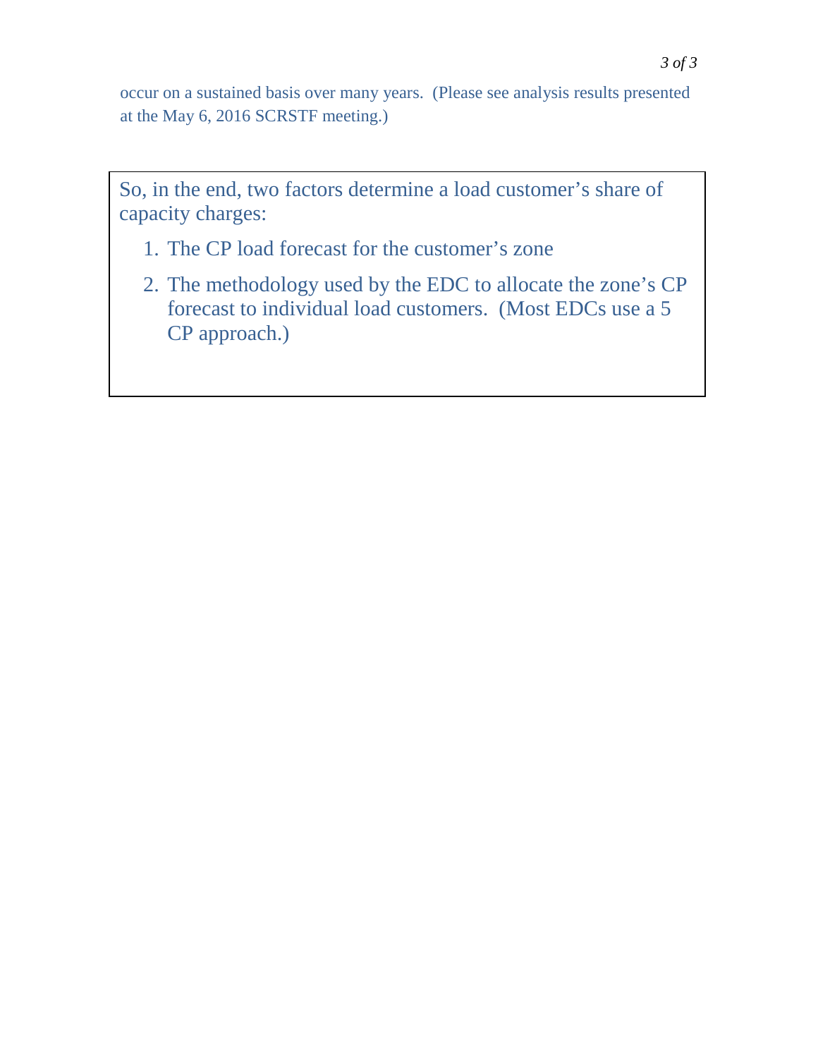occur on a sustained basis over many years. (Please see analysis results presented at the May 6, 2016 SCRSTF meeting.)

So, in the end, two factors determine a load customer's share of capacity charges:

1. The CP load forecast for the customer's zone
2. The methodology used by the EDC to allocate the zone's CP forecast to individual load customers. (Most EDCs use a 5 CP approach.)